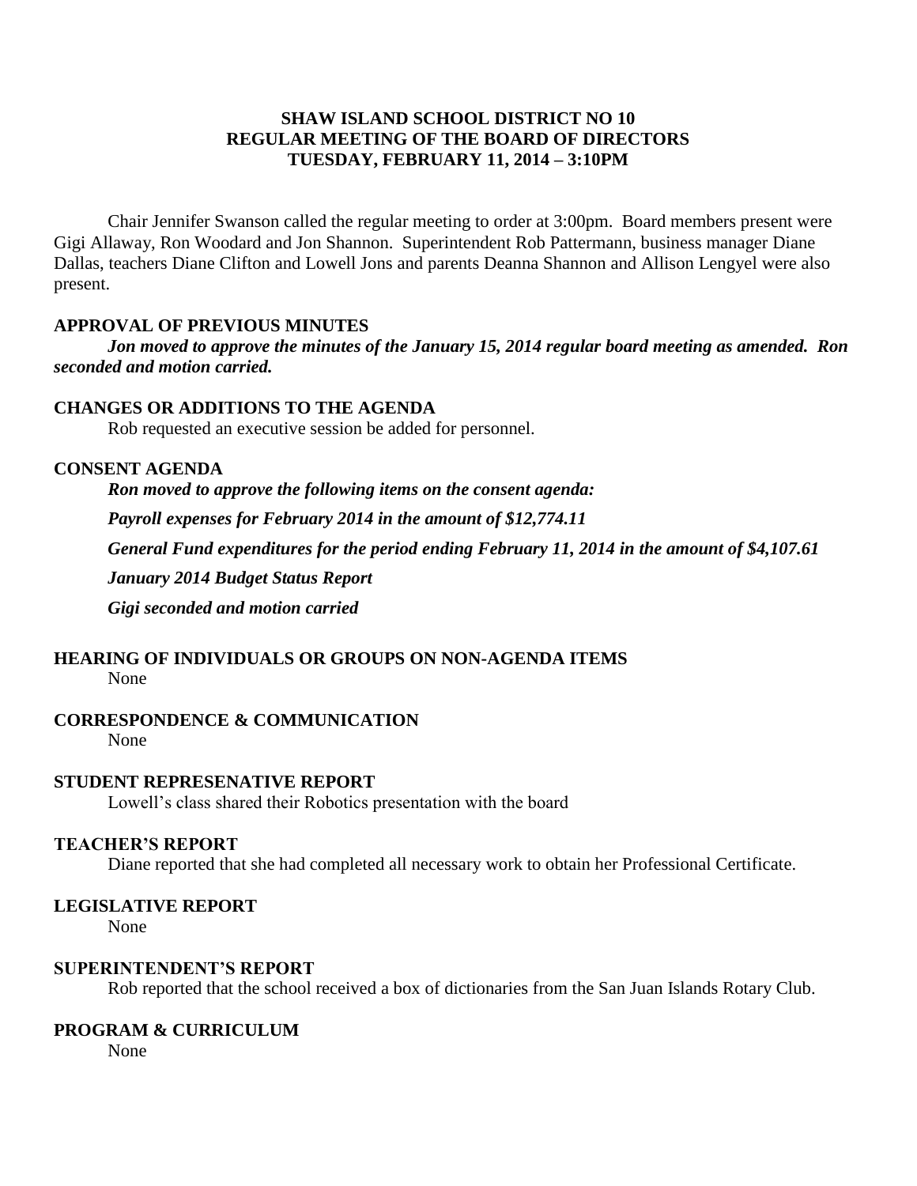# SHAW ISLAND SCHOOL DISTRICT NO 10
# REGULAR MEETING OF THE BOARD OF DIRECTORS
# TUESDAY, FEBRUARY 11, 2014 – 3:10PM

Chair Jennifer Swanson called the regular meeting to order at 3:00pm. Board members present were Gigi Allaway, Ron Woodard and Jon Shannon. Superintendent Rob Pattermann, business manager Diane Dallas, teachers Diane Clifton and Lowell Jons and parents Deanna Shannon and Allison Lengyel were also present.

## APPROVAL OF PREVIOUS MINUTES

***Jon moved to approve the minutes of the January 15, 2014 regular board meeting as amended. Ron seconded and motion carried.***

## CHANGES OR ADDITIONS TO THE AGENDA

Rob requested an executive session be added for personnel.

## CONSENT AGENDA

***Ron moved to approve the following items on the consent agenda:***

***Payroll expenses for February 2014 in the amount of $12,774.11***

***General Fund expenditures for the period ending February 11, 2014 in the amount of $4,107.61***

***January 2014 Budget Status Report***

***Gigi seconded and motion carried***

## HEARING OF INDIVIDUALS OR GROUPS ON NON-AGENDA ITEMS

None

## CORRESPONDENCE & COMMUNICATION

None

## STUDENT REPRESENATIVE REPORT

Lowell's class shared their Robotics presentation with the board

## TEACHER'S REPORT

Diane reported that she had completed all necessary work to obtain her Professional Certificate.

## LEGISLATIVE REPORT

None

## SUPERINTENDENT'S REPORT

Rob reported that the school received a box of dictionaries from the San Juan Islands Rotary Club.

## PROGRAM & CURRICULUM

None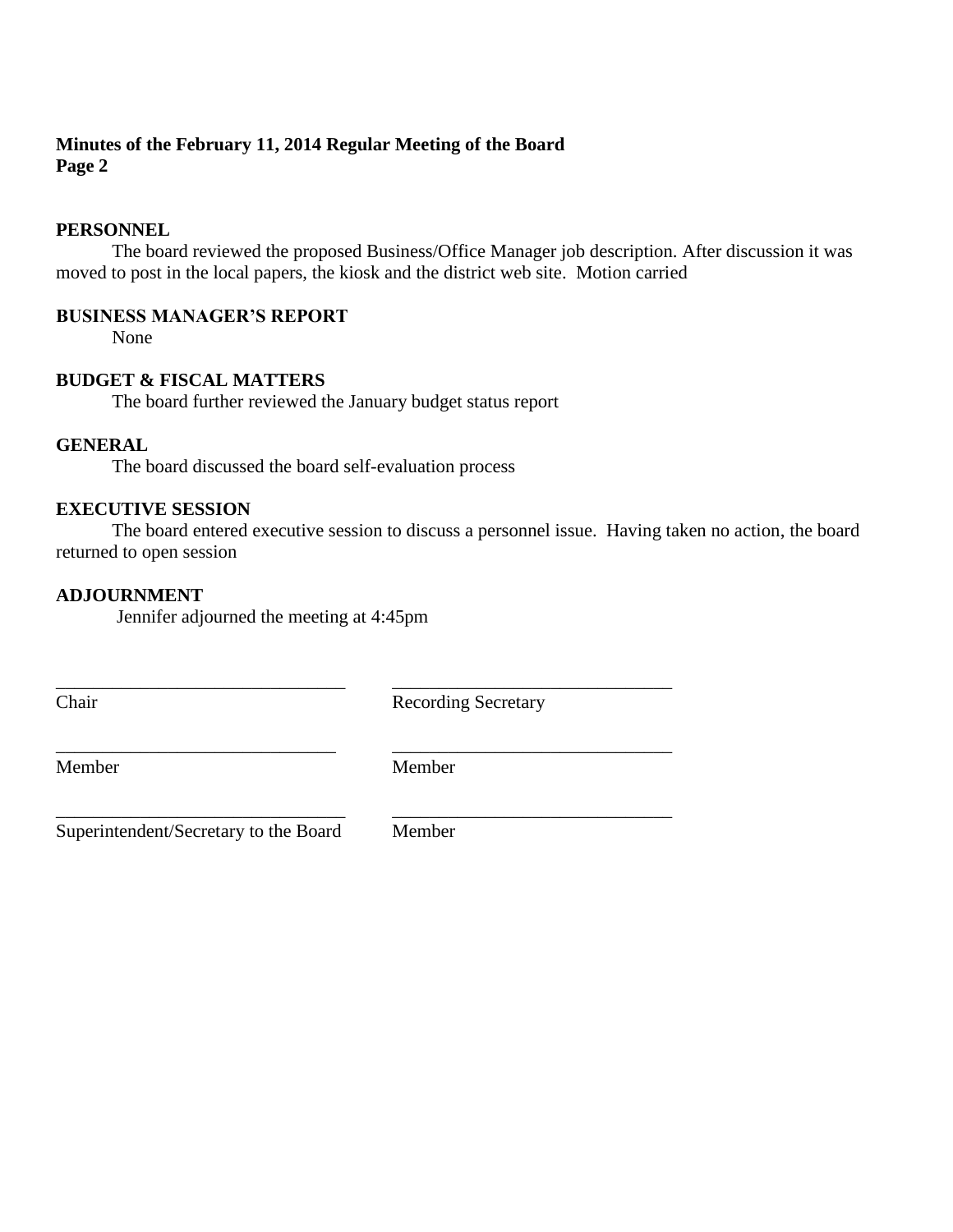**Minutes of the February 11, 2014 Regular Meeting of the Board**
**Page 2**

**PERSONNEL**

The board reviewed the proposed Business/Office Manager job description. After discussion it was moved to post in the local papers, the kiosk and the district web site. Motion carried

**BUSINESS MANAGER'S REPORT**

None

**BUDGET & FISCAL MATTERS**

The board further reviewed the January budget status report

**GENERAL**

The board discussed the board self-evaluation process

**EXECUTIVE SESSION**

The board entered executive session to discuss a personnel issue. Having taken no action, the board returned to open session

**ADJOURNMENT**

Jennifer adjourned the meeting at 4:45pm

| | |
|---|---|
| _______________________________ | ______________________________ |
| Chair | Recording Secretary |
| ______________________________ | ______________________________ |
| Member | Member |
| _______________________________ | ______________________________ |
| Superintendent/Secretary to the Board | Member |